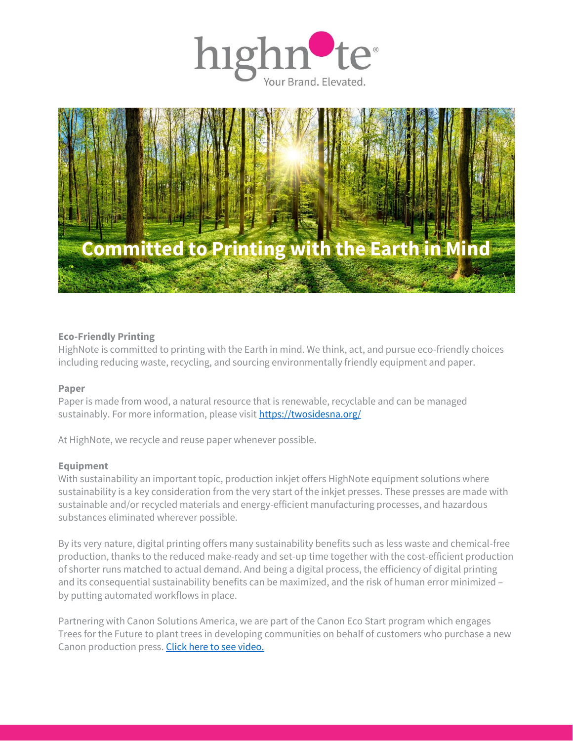# Committed to Printing with the Earth in Mind

**Eco-Friendly Printing**

HighNote is committed to printing with the Earth in mind. We think, act, and pursue eco-friendly choices including reducing waste, recycling, and sourcing environmentally friendly equipment and paper.

**Paper**

Paper is made from wood, a natural resource that is renewable, recyclable and can be managed sustainably. For more information, please visit [https://twosidesna.org/](https://twosidesna.org/)

At HighNote, we recycle and reuse paper whenever possible.

**Equipment**

With sustainability an important topic, production inkjet offers HighNote equipment solutions where sustainability is a key consideration from the very start of the inkjet presses. These presses are made with sustainable and/or recycled materials and energy-efficient manufacturing processes, and hazardous substances eliminated wherever possible.

By its very nature, digital printing offers many sustainability benefits such as less waste and chemical-free production, thanks to the reduced make-ready and set-up time together with the cost-efficient production of shorter runs matched to actual demand. And being a digital process, the efficiency of digital printing and its consequential sustainability benefits can be maximized, and the risk of human error minimized – by putting automated workflows in place.

Partnering with Canon Solutions America, we are part of the Canon Eco Start program which engages Trees for the Future to plant trees in developing communities on behalf of customers who purchase a new Canon production press. Click here to see video.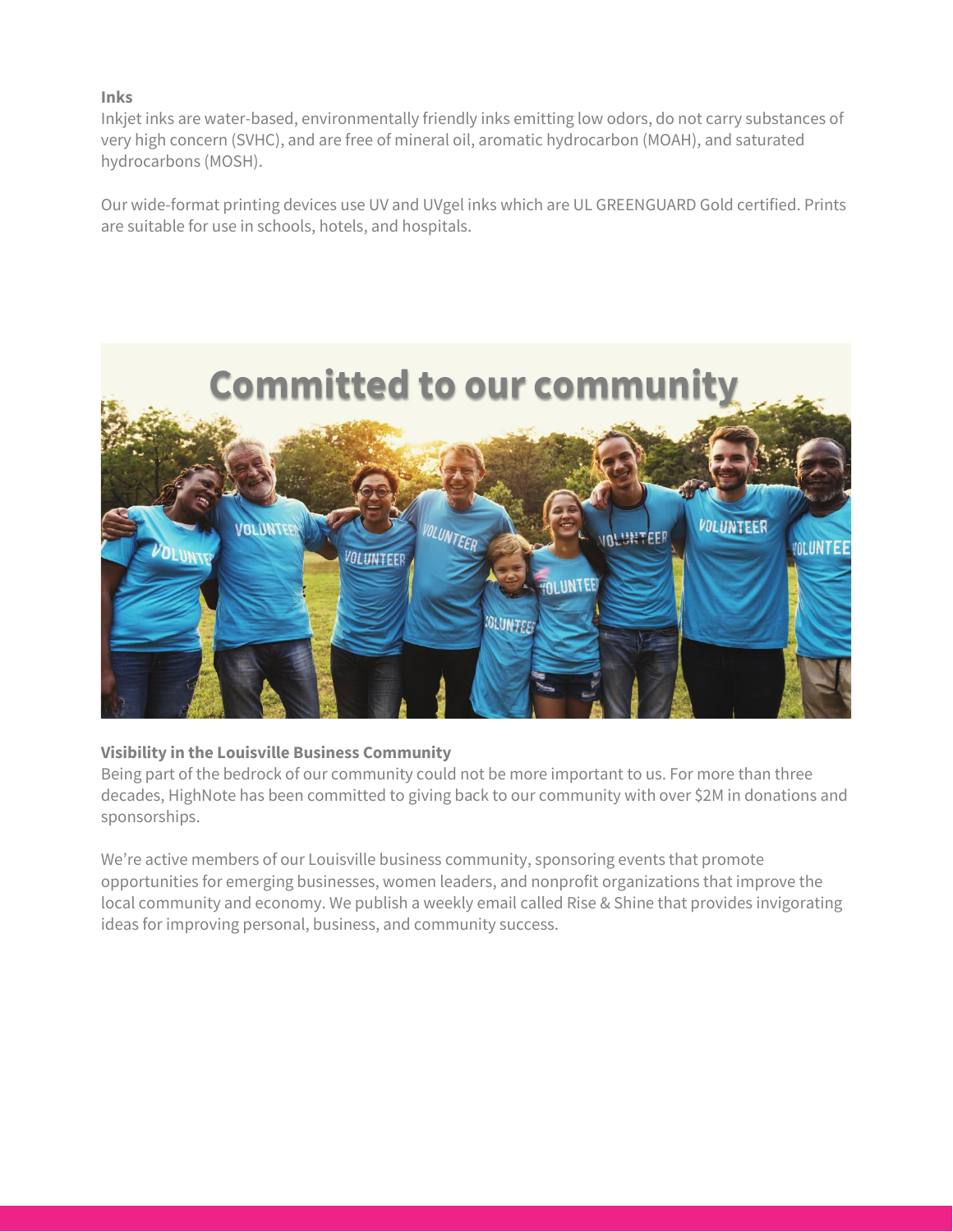**Inks**

Inkjet inks are water-based, environmentally friendly inks emitting low odors, do not carry substances of very high concern (SVHC), and are free of mineral oil, aromatic hydrocarbon (MOAH), and saturated hydrocarbons (MOSH).

Our wide-format printing devices use UV and UVgel inks which are UL GREENGUARD Gold certified. Prints are suitable for use in schools, hotels, and hospitals.

## Committed to our community

**Visibility in the Louisville Business Community**

Being part of the bedrock of our community could not be more important to us. For more than three decades, HighNote has been committed to giving back to our community with over $2M in donations and sponsorships.

We're active members of our Louisville business community, sponsoring events that promote opportunities for emerging businesses, women leaders, and nonprofit organizations that improve the local community and economy. We publish a weekly email called Rise & Shine that provides invigorating ideas for improving personal, business, and community success.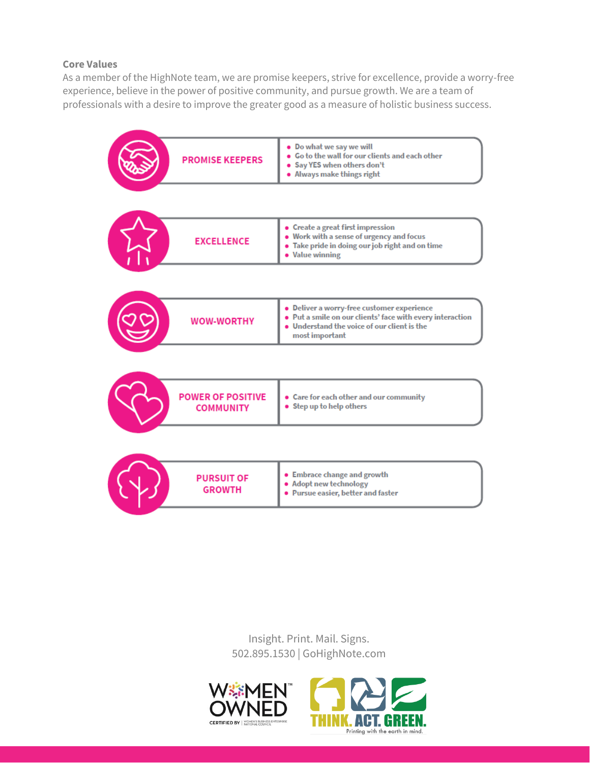**Core Values**

As a member of the HighNote team, we are promise keepers, strive for excellence, provide a worry-free experience, believe in the power of positive community, and pursue growth. We are a team of professionals with a desire to improve the greater good as a measure of holistic business success.

**PROMISE KEEPERS**

- Do what we say we will
- Go to the wall for our clients and each other
- Say YES when others don't
- Always make things right

**EXCELLENCE**

- Create a great first impression
- Work with a sense of urgency and focus
- Take pride in doing our job right and on time
- Value winning

**WOW-WORTHY**

- Deliver a worry-free customer experience
- Put a smile on our clients' face with every interaction
- Understand the voice of our client is the most important

**POWER OF POSITIVE COMMUNITY**

- Care for each other and our community
- Step up to help others

**PURSUIT OF GROWTH**

- Embrace change and growth
- Adopt new technology
- Pursue easier, better and faster

Insight. Print. Mail. Signs.
502.895.1530 | GoHighNote.com

WOMEN OWNED™ CERTIFIED BY | WOMEN'S BUSINESS ENTERPRISE NATIONAL COUNCIL

THINK. ACT. GREEN. Printing with the earth in mind.